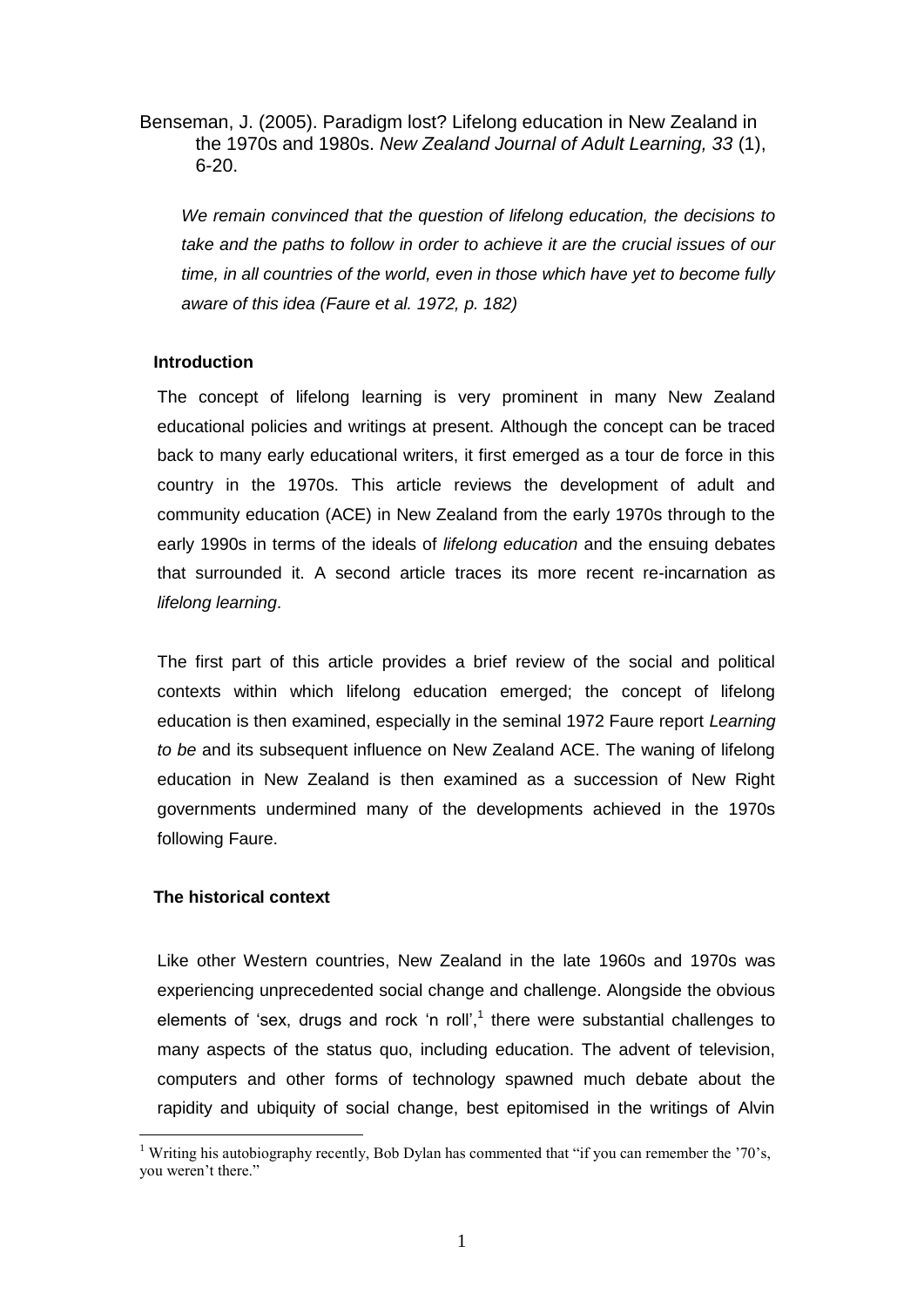Benseman, J. (2005). Paradigm lost? Lifelong education in New Zealand in the 1970s and 1980s. *New Zealand Journal of Adult Learning, 33* (1), 6-20.

*We remain convinced that the question of lifelong education, the decisions to take and the paths to follow in order to achieve it are the crucial issues of our time, in all countries of the world, even in those which have yet to become fully aware of this idea (Faure et al. 1972, p. 182)*

## Introduction

The concept of lifelong learning is very prominent in many New Zealand educational policies and writings at present. Although the concept can be traced back to many early educational writers, it first emerged as a tour de force in this country in the 1970s. This article reviews the development of adult and community education (ACE) in New Zealand from the early 1970s through to the early 1990s in terms of the ideals of *lifelong education* and the ensuing debates that surrounded it. A second article traces its more recent re-incarnation as *lifelong learning*.

The first part of this article provides a brief review of the social and political contexts within which lifelong education emerged; the concept of lifelong education is then examined, especially in the seminal 1972 Faure report *Learning to be* and its subsequent influence on New Zealand ACE. The waning of lifelong education in New Zealand is then examined as a succession of New Right governments undermined many of the developments achieved in the 1970s following Faure.

## The historical context

Like other Western countries, New Zealand in the late 1960s and 1970s was experiencing unprecedented social change and challenge. Alongside the obvious elements of 'sex, drugs and rock 'n roll',[1] there were substantial challenges to many aspects of the status quo, including education. The advent of television, computers and other forms of technology spawned much debate about the rapidity and ubiquity of social change, best epitomised in the writings of Alvin

[1] Writing his autobiography recently, Bob Dylan has commented that "if you can remember the '70's, you weren't there."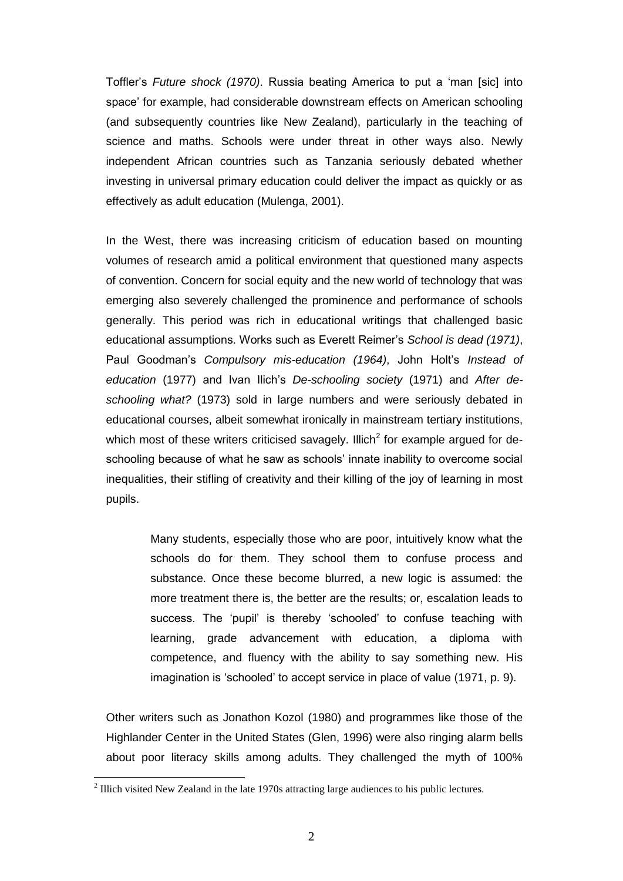Toffler's *Future shock (1970)*. Russia beating America to put a 'man [sic] into space' for example, had considerable downstream effects on American schooling (and subsequently countries like New Zealand), particularly in the teaching of science and maths. Schools were under threat in other ways also. Newly independent African countries such as Tanzania seriously debated whether investing in universal primary education could deliver the impact as quickly or as effectively as adult education (Mulenga, 2001).

In the West, there was increasing criticism of education based on mounting volumes of research amid a political environment that questioned many aspects of convention. Concern for social equity and the new world of technology that was emerging also severely challenged the prominence and performance of schools generally. This period was rich in educational writings that challenged basic educational assumptions. Works such as Everett Reimer's *School is dead (1971)*, Paul Goodman's *Compulsory mis-education (1964)*, John Holt's *Instead of education* (1977) and Ivan Ilich's *De-schooling society* (1971) and *After de-schooling what?* (1973) sold in large numbers and were seriously debated in educational courses, albeit somewhat ironically in mainstream tertiary institutions, which most of these writers criticised savagely. Illich[2] for example argued for de-schooling because of what he saw as schools' innate inability to overcome social inequalities, their stifling of creativity and their killing of the joy of learning in most pupils.

> Many students, especially those who are poor, intuitively know what the schools do for them. They school them to confuse process and substance. Once these become blurred, a new logic is assumed: the more treatment there is, the better are the results; or, escalation leads to success. The 'pupil' is thereby 'schooled' to confuse teaching with learning, grade advancement with education, a diploma with competence, and fluency with the ability to say something new. His imagination is 'schooled' to accept service in place of value (1971, p. 9).

Other writers such as Jonathon Kozol (1980) and programmes like those of the Highlander Center in the United States (Glen, 1996) were also ringing alarm bells about poor literacy skills among adults. They challenged the myth of 100%

[2] Illich visited New Zealand in the late 1970s attracting large audiences to his public lectures.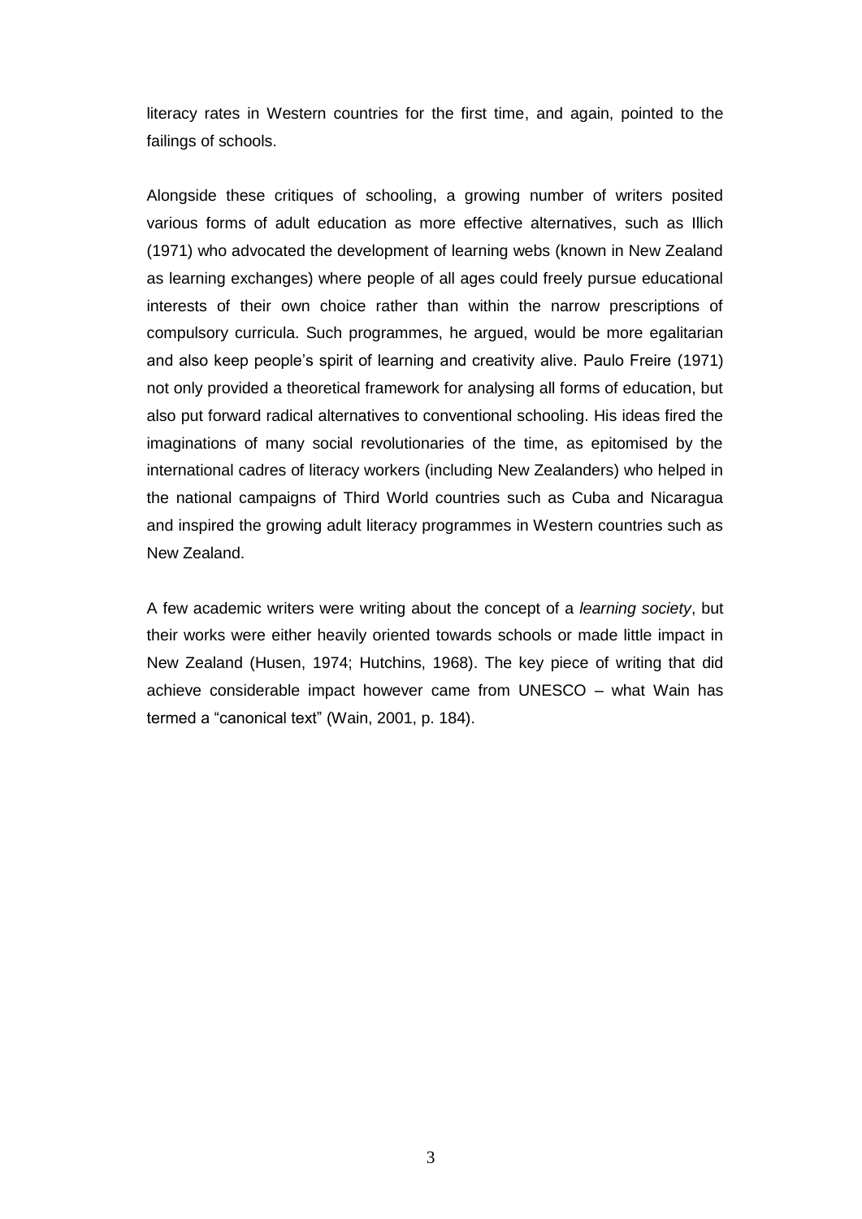literacy rates in Western countries for the first time, and again, pointed to the failings of schools.

Alongside these critiques of schooling, a growing number of writers posited various forms of adult education as more effective alternatives, such as Illich (1971) who advocated the development of learning webs (known in New Zealand as learning exchanges) where people of all ages could freely pursue educational interests of their own choice rather than within the narrow prescriptions of compulsory curricula. Such programmes, he argued, would be more egalitarian and also keep people's spirit of learning and creativity alive. Paulo Freire (1971) not only provided a theoretical framework for analysing all forms of education, but also put forward radical alternatives to conventional schooling. His ideas fired the imaginations of many social revolutionaries of the time, as epitomised by the international cadres of literacy workers (including New Zealanders) who helped in the national campaigns of Third World countries such as Cuba and Nicaragua and inspired the growing adult literacy programmes in Western countries such as New Zealand.

A few academic writers were writing about the concept of a *learning society*, but their works were either heavily oriented towards schools or made little impact in New Zealand (Husen, 1974; Hutchins, 1968). The key piece of writing that did achieve considerable impact however came from UNESCO – what Wain has termed a "canonical text" (Wain, 2001, p. 184).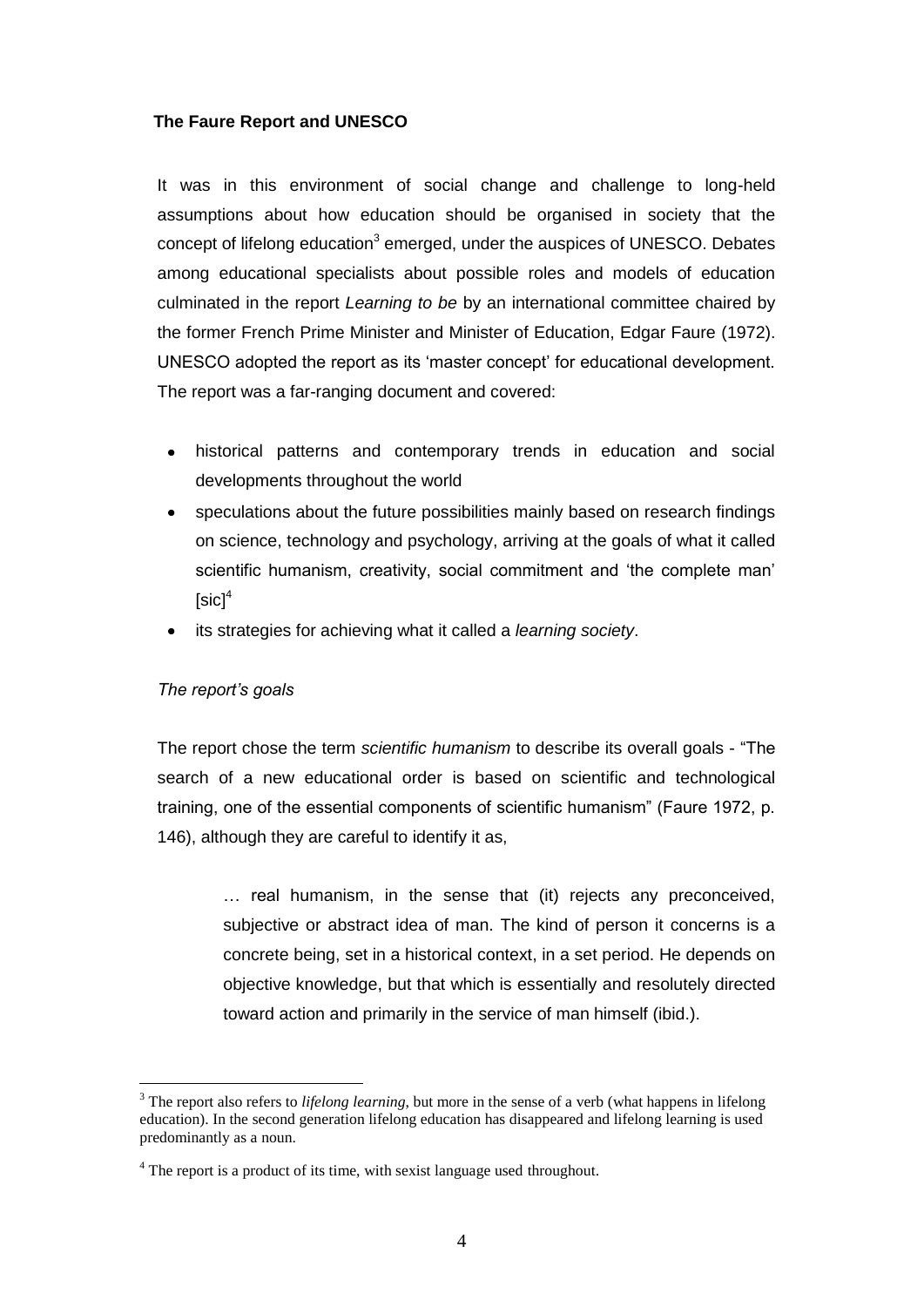**The Faure Report and UNESCO**

It was in this environment of social change and challenge to long-held assumptions about how education should be organised in society that the concept of lifelong education[3] emerged, under the auspices of UNESCO. Debates among educational specialists about possible roles and models of education culminated in the report *Learning to be* by an international committee chaired by the former French Prime Minister and Minister of Education, Edgar Faure (1972). UNESCO adopted the report as its 'master concept' for educational development. The report was a far-ranging document and covered:

- historical patterns and contemporary trends in education and social developments throughout the world
- speculations about the future possibilities mainly based on research findings on science, technology and psychology, arriving at the goals of what it called scientific humanism, creativity, social commitment and 'the complete man' [sic][4]
- its strategies for achieving what it called a *learning society*.

*The report's goals*

The report chose the term *scientific humanism* to describe its overall goals - "The search of a new educational order is based on scientific and technological training, one of the essential components of scientific humanism" (Faure 1972, p. 146), although they are careful to identify it as,

> … real humanism, in the sense that (it) rejects any preconceived, subjective or abstract idea of man. The kind of person it concerns is a concrete being, set in a historical context, in a set period. He depends on objective knowledge, but that which is essentially and resolutely directed toward action and primarily in the service of man himself (ibid.).

[3] The report also refers to *lifelong learning*, but more in the sense of a verb (what happens in lifelong education). In the second generation lifelong education has disappeared and lifelong learning is used predominantly as a noun.

[4] The report is a product of its time, with sexist language used throughout.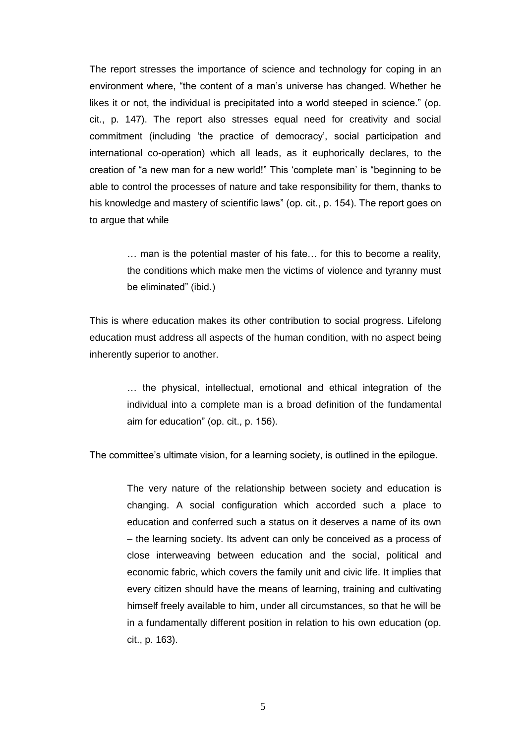The report stresses the importance of science and technology for coping in an environment where, "the content of a man's universe has changed. Whether he likes it or not, the individual is precipitated into a world steeped in science." (op. cit., p. 147). The report also stresses equal need for creativity and social commitment (including 'the practice of democracy', social participation and international co-operation) which all leads, as it euphorically declares, to the creation of "a new man for a new world!" This 'complete man' is "beginning to be able to control the processes of nature and take responsibility for them, thanks to his knowledge and mastery of scientific laws" (op. cit., p. 154). The report goes on to argue that while

> … man is the potential master of his fate… for this to become a reality, the conditions which make men the victims of violence and tyranny must be eliminated" (ibid.)

This is where education makes its other contribution to social progress. Lifelong education must address all aspects of the human condition, with no aspect being inherently superior to another.

> … the physical, intellectual, emotional and ethical integration of the individual into a complete man is a broad definition of the fundamental aim for education" (op. cit., p. 156).

The committee's ultimate vision, for a learning society, is outlined in the epilogue.

> The very nature of the relationship between society and education is changing. A social configuration which accorded such a place to education and conferred such a status on it deserves a name of its own – the learning society. Its advent can only be conceived as a process of close interweaving between education and the social, political and economic fabric, which covers the family unit and civic life. It implies that every citizen should have the means of learning, training and cultivating himself freely available to him, under all circumstances, so that he will be in a fundamentally different position in relation to his own education (op. cit., p. 163).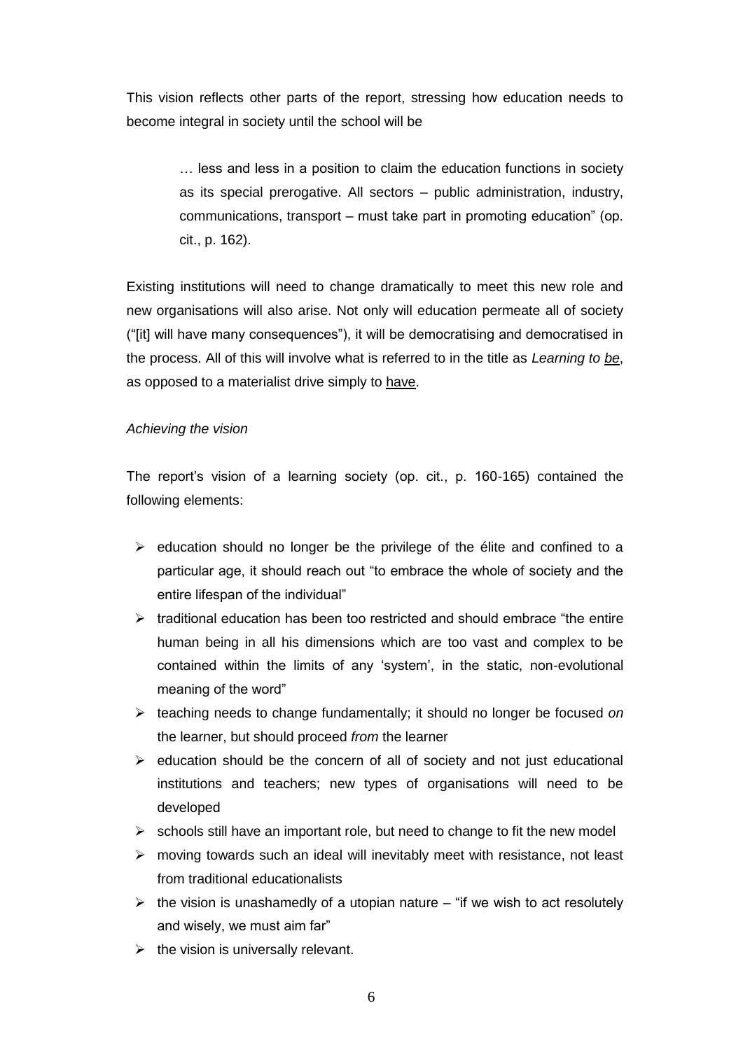This vision reflects other parts of the report, stressing how education needs to become integral in society until the school will be

> … less and less in a position to claim the education functions in society as its special prerogative. All sectors – public administration, industry, communications, transport – must take part in promoting education" (op. cit., p. 162).

Existing institutions will need to change dramatically to meet this new role and new organisations will also arise. Not only will education permeate all of society ("[it] will have many consequences"), it will be democratising and democratised in the process. All of this will involve what is referred to in the title as *Learning to be*, as opposed to a materialist drive simply to have.

*Achieving the vision*

The report's vision of a learning society (op. cit., p. 160-165) contained the following elements:

- education should no longer be the privilege of the élite and confined to a particular age, it should reach out "to embrace the whole of society and the entire lifespan of the individual"
- traditional education has been too restricted and should embrace "the entire human being in all his dimensions which are too vast and complex to be contained within the limits of any 'system', in the static, non-evolutional meaning of the word"
- teaching needs to change fundamentally; it should no longer be focused *on* the learner, but should proceed *from* the learner
- education should be the concern of all of society and not just educational institutions and teachers; new types of organisations will need to be developed
- schools still have an important role, but need to change to fit the new model
- moving towards such an ideal will inevitably meet with resistance, not least from traditional educationalists
- the vision is unashamedly of a utopian nature – "if we wish to act resolutely and wisely, we must aim far"
- the vision is universally relevant.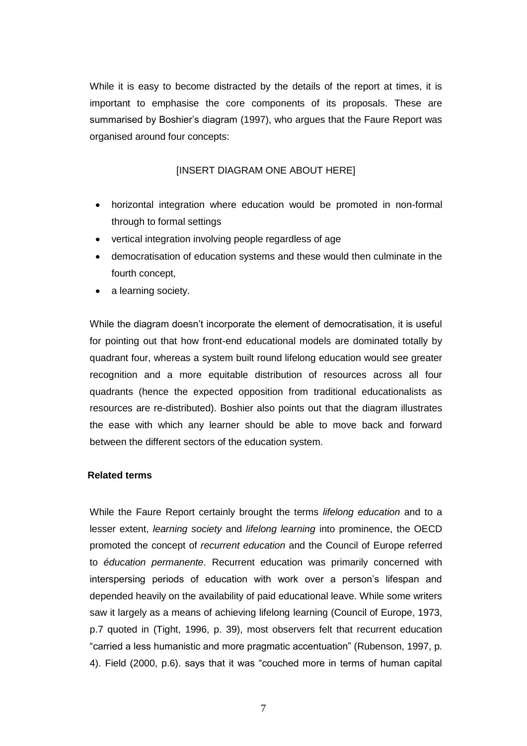While it is easy to become distracted by the details of the report at times, it is important to emphasise the core components of its proposals. These are summarised by Boshier's diagram (1997), who argues that the Faure Report was organised around four concepts:

[INSERT DIAGRAM ONE ABOUT HERE]

- horizontal integration where education would be promoted in non-formal through to formal settings
- vertical integration involving people regardless of age
- democratisation of education systems and these would then culminate in the fourth concept,
- a learning society.

While the diagram doesn't incorporate the element of democratisation, it is useful for pointing out that how front-end educational models are dominated totally by quadrant four, whereas a system built round lifelong education would see greater recognition and a more equitable distribution of resources across all four quadrants (hence the expected opposition from traditional educationalists as resources are re-distributed). Boshier also points out that the diagram illustrates the ease with which any learner should be able to move back and forward between the different sectors of the education system.

### Related terms

While the Faure Report certainly brought the terms *lifelong education* and to a lesser extent, *learning society* and *lifelong learning* into prominence, the OECD promoted the concept of *recurrent education* and the Council of Europe referred to *éducation permanente*. Recurrent education was primarily concerned with interspersing periods of education with work over a person's lifespan and depended heavily on the availability of paid educational leave. While some writers saw it largely as a means of achieving lifelong learning (Council of Europe, 1973, p.7 quoted in (Tight, 1996, p. 39), most observers felt that recurrent education "carried a less humanistic and more pragmatic accentuation" (Rubenson, 1997, p. 4). Field (2000, p.6). says that it was "couched more in terms of human capital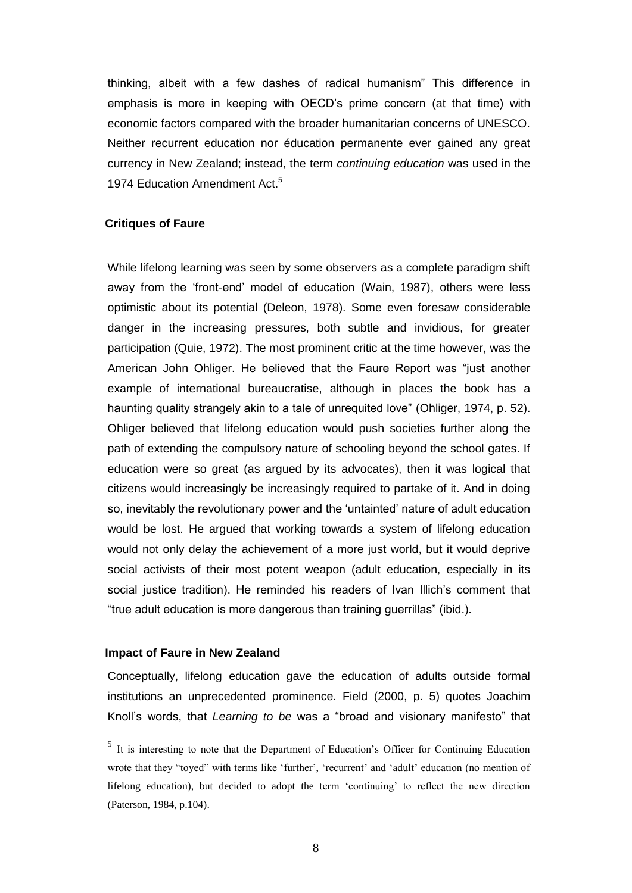thinking, albeit with a few dashes of radical humanism" This difference in emphasis is more in keeping with OECD's prime concern (at that time) with economic factors compared with the broader humanitarian concerns of UNESCO. Neither recurrent education nor éducation permanente ever gained any great currency in New Zealand; instead, the term *continuing education* was used in the 1974 Education Amendment Act.[5]

### Critiques of Faure

While lifelong learning was seen by some observers as a complete paradigm shift away from the 'front-end' model of education (Wain, 1987), others were less optimistic about its potential (Deleon, 1978). Some even foresaw considerable danger in the increasing pressures, both subtle and invidious, for greater participation (Quie, 1972). The most prominent critic at the time however, was the American John Ohliger. He believed that the Faure Report was "just another example of international bureaucratise, although in places the book has a haunting quality strangely akin to a tale of unrequited love" (Ohliger, 1974, p. 52). Ohliger believed that lifelong education would push societies further along the path of extending the compulsory nature of schooling beyond the school gates. If education were so great (as argued by its advocates), then it was logical that citizens would increasingly be increasingly required to partake of it. And in doing so, inevitably the revolutionary power and the 'untainted' nature of adult education would be lost. He argued that working towards a system of lifelong education would not only delay the achievement of a more just world, but it would deprive social activists of their most potent weapon (adult education, especially in its social justice tradition). He reminded his readers of Ivan Illich's comment that "true adult education is more dangerous than training guerrillas" (ibid.).

### Impact of Faure in New Zealand

Conceptually, lifelong education gave the education of adults outside formal institutions an unprecedented prominence. Field (2000, p. 5) quotes Joachim Knoll's words, that *Learning to be* was a "broad and visionary manifesto" that

---

[5] It is interesting to note that the Department of Education's Officer for Continuing Education wrote that they "toyed" with terms like 'further', 'recurrent' and 'adult' education (no mention of lifelong education), but decided to adopt the term 'continuing' to reflect the new direction (Paterson, 1984, p.104).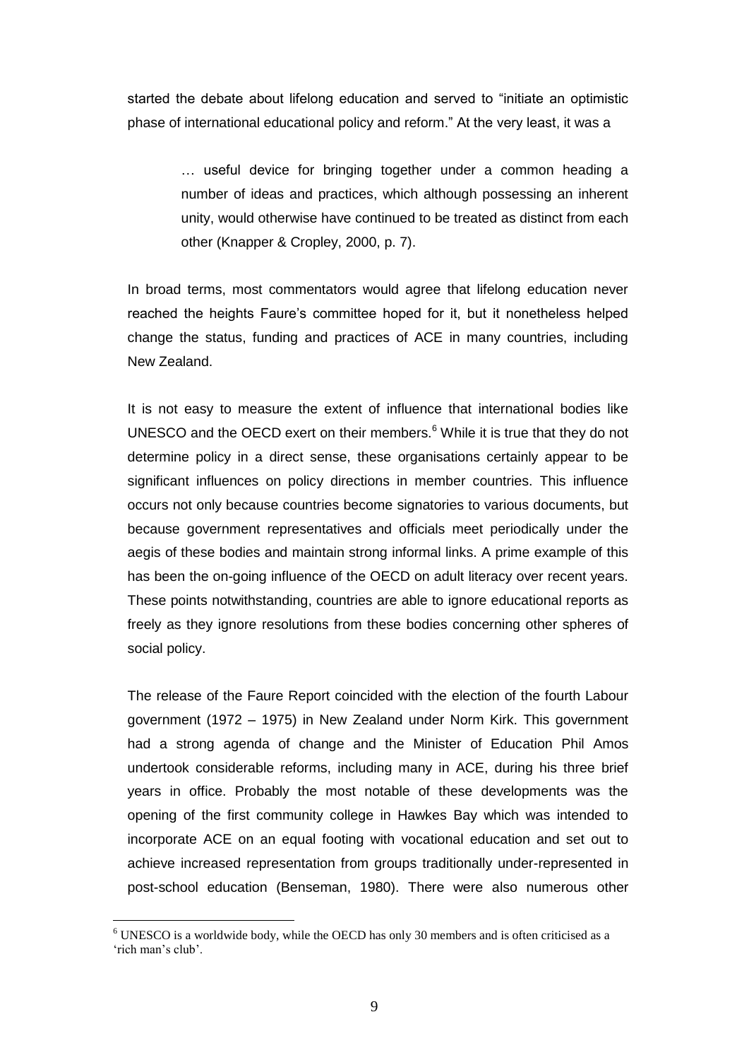started the debate about lifelong education and served to "initiate an optimistic phase of international educational policy and reform." At the very least, it was a

> … useful device for bringing together under a common heading a number of ideas and practices, which although possessing an inherent unity, would otherwise have continued to be treated as distinct from each other (Knapper & Cropley, 2000, p. 7).

In broad terms, most commentators would agree that lifelong education never reached the heights Faure's committee hoped for it, but it nonetheless helped change the status, funding and practices of ACE in many countries, including New Zealand.

It is not easy to measure the extent of influence that international bodies like UNESCO and the OECD exert on their members.[6] While it is true that they do not determine policy in a direct sense, these organisations certainly appear to be significant influences on policy directions in member countries. This influence occurs not only because countries become signatories to various documents, but because government representatives and officials meet periodically under the aegis of these bodies and maintain strong informal links. A prime example of this has been the on-going influence of the OECD on adult literacy over recent years. These points notwithstanding, countries are able to ignore educational reports as freely as they ignore resolutions from these bodies concerning other spheres of social policy.

The release of the Faure Report coincided with the election of the fourth Labour government (1972 – 1975) in New Zealand under Norm Kirk. This government had a strong agenda of change and the Minister of Education Phil Amos undertook considerable reforms, including many in ACE, during his three brief years in office. Probably the most notable of these developments was the opening of the first community college in Hawkes Bay which was intended to incorporate ACE on an equal footing with vocational education and set out to achieve increased representation from groups traditionally under-represented in post-school education (Benseman, 1980). There were also numerous other

[6] UNESCO is a worldwide body, while the OECD has only 30 members and is often criticised as a 'rich man's club'.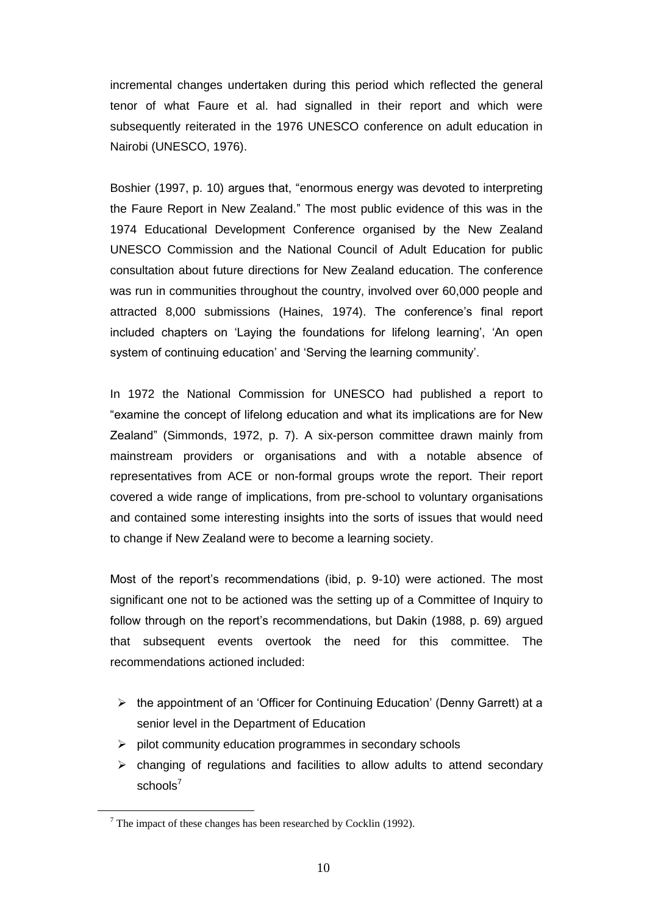incremental changes undertaken during this period which reflected the general tenor of what Faure et al. had signalled in their report and which were subsequently reiterated in the 1976 UNESCO conference on adult education in Nairobi (UNESCO, 1976).

Boshier (1997, p. 10) argues that, "enormous energy was devoted to interpreting the Faure Report in New Zealand." The most public evidence of this was in the 1974 Educational Development Conference organised by the New Zealand UNESCO Commission and the National Council of Adult Education for public consultation about future directions for New Zealand education. The conference was run in communities throughout the country, involved over 60,000 people and attracted 8,000 submissions (Haines, 1974). The conference's final report included chapters on 'Laying the foundations for lifelong learning', 'An open system of continuing education' and 'Serving the learning community'.

In 1972 the National Commission for UNESCO had published a report to "examine the concept of lifelong education and what its implications are for New Zealand" (Simmonds, 1972, p. 7). A six-person committee drawn mainly from mainstream providers or organisations and with a notable absence of representatives from ACE or non-formal groups wrote the report. Their report covered a wide range of implications, from pre-school to voluntary organisations and contained some interesting insights into the sorts of issues that would need to change if New Zealand were to become a learning society.

Most of the report's recommendations (ibid, p. 9-10) were actioned. The most significant one not to be actioned was the setting up of a Committee of Inquiry to follow through on the report's recommendations, but Dakin (1988, p. 69) argued that subsequent events overtook the need for this committee. The recommendations actioned included:

- the appointment of an 'Officer for Continuing Education' (Denny Garrett) at a senior level in the Department of Education
- pilot community education programmes in secondary schools
- changing of regulations and facilities to allow adults to attend secondary schools[7]

[7] The impact of these changes has been researched by Cocklin (1992).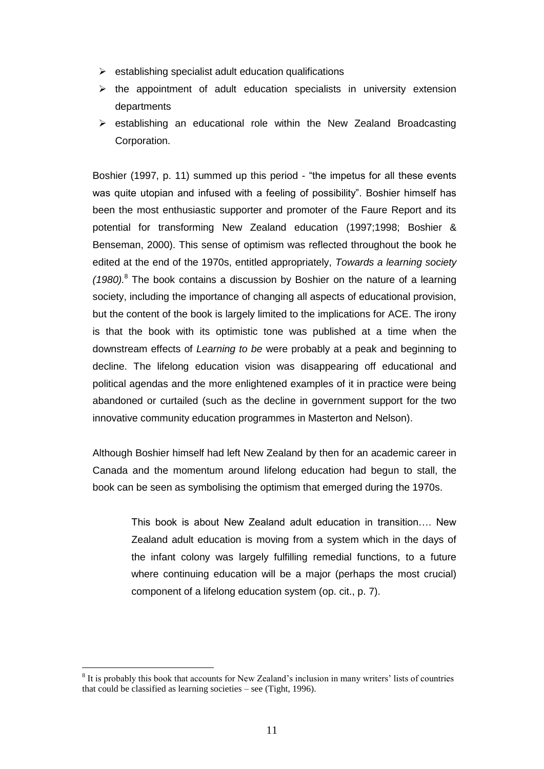- establishing specialist adult education qualifications
- the appointment of adult education specialists in university extension departments
- establishing an educational role within the New Zealand Broadcasting Corporation.

Boshier (1997, p. 11) summed up this period - "the impetus for all these events was quite utopian and infused with a feeling of possibility". Boshier himself has been the most enthusiastic supporter and promoter of the Faure Report and its potential for transforming New Zealand education (1997;1998; Boshier & Benseman, 2000). This sense of optimism was reflected throughout the book he edited at the end of the 1970s, entitled appropriately, *Towards a learning society (1980).*[8] The book contains a discussion by Boshier on the nature of a learning society, including the importance of changing all aspects of educational provision, but the content of the book is largely limited to the implications for ACE. The irony is that the book with its optimistic tone was published at a time when the downstream effects of *Learning to be* were probably at a peak and beginning to decline. The lifelong education vision was disappearing off educational and political agendas and the more enlightened examples of it in practice were being abandoned or curtailed (such as the decline in government support for the two innovative community education programmes in Masterton and Nelson).

Although Boshier himself had left New Zealand by then for an academic career in Canada and the momentum around lifelong education had begun to stall, the book can be seen as symbolising the optimism that emerged during the 1970s.

> This book is about New Zealand adult education in transition…. New Zealand adult education is moving from a system which in the days of the infant colony was largely fulfilling remedial functions, to a future where continuing education will be a major (perhaps the most crucial) component of a lifelong education system (op. cit., p. 7).

[8] It is probably this book that accounts for New Zealand's inclusion in many writers' lists of countries that could be classified as learning societies – see (Tight, 1996).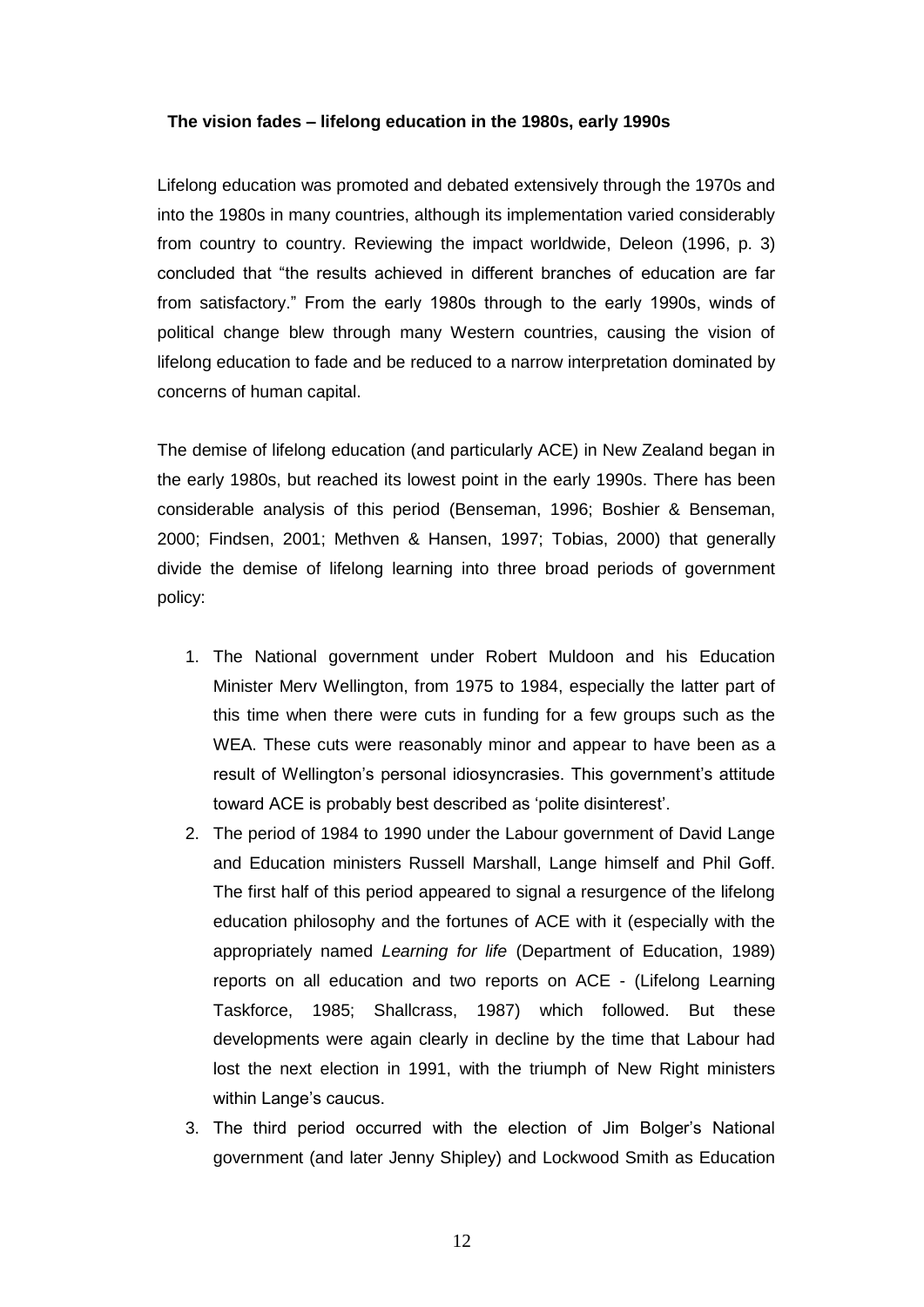### The vision fades – lifelong education in the 1980s, early 1990s

Lifelong education was promoted and debated extensively through the 1970s and into the 1980s in many countries, although its implementation varied considerably from country to country. Reviewing the impact worldwide, Deleon (1996, p. 3) concluded that "the results achieved in different branches of education are far from satisfactory." From the early 1980s through to the early 1990s, winds of political change blew through many Western countries, causing the vision of lifelong education to fade and be reduced to a narrow interpretation dominated by concerns of human capital.

The demise of lifelong education (and particularly ACE) in New Zealand began in the early 1980s, but reached its lowest point in the early 1990s. There has been considerable analysis of this period (Benseman, 1996; Boshier & Benseman, 2000; Findsen, 2001; Methven & Hansen, 1997; Tobias, 2000) that generally divide the demise of lifelong learning into three broad periods of government policy:

1. The National government under Robert Muldoon and his Education Minister Merv Wellington, from 1975 to 1984, especially the latter part of this time when there were cuts in funding for a few groups such as the WEA. These cuts were reasonably minor and appear to have been as a result of Wellington's personal idiosyncrasies. This government's attitude toward ACE is probably best described as 'polite disinterest'.
2. The period of 1984 to 1990 under the Labour government of David Lange and Education ministers Russell Marshall, Lange himself and Phil Goff. The first half of this period appeared to signal a resurgence of the lifelong education philosophy and the fortunes of ACE with it (especially with the appropriately named *Learning for life* (Department of Education, 1989) reports on all education and two reports on ACE - (Lifelong Learning Taskforce, 1985; Shallcrass, 1987) which followed. But these developments were again clearly in decline by the time that Labour had lost the next election in 1991, with the triumph of New Right ministers within Lange's caucus.
3. The third period occurred with the election of Jim Bolger's National government (and later Jenny Shipley) and Lockwood Smith as Education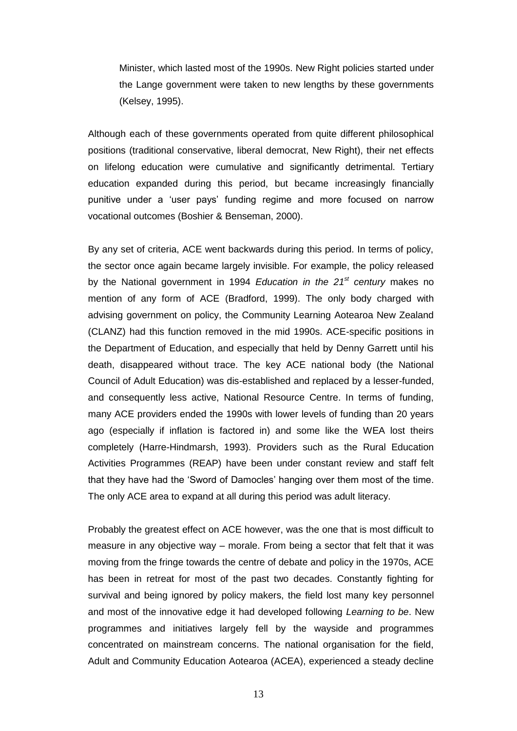Minister, which lasted most of the 1990s. New Right policies started under the Lange government were taken to new lengths by these governments (Kelsey, 1995).

Although each of these governments operated from quite different philosophical positions (traditional conservative, liberal democrat, New Right), their net effects on lifelong education were cumulative and significantly detrimental. Tertiary education expanded during this period, but became increasingly financially punitive under a 'user pays' funding regime and more focused on narrow vocational outcomes (Boshier & Benseman, 2000).

By any set of criteria, ACE went backwards during this period. In terms of policy, the sector once again became largely invisible. For example, the policy released by the National government in 1994 *Education in the 21st century* makes no mention of any form of ACE (Bradford, 1999). The only body charged with advising government on policy, the Community Learning Aotearoa New Zealand (CLANZ) had this function removed in the mid 1990s. ACE-specific positions in the Department of Education, and especially that held by Denny Garrett until his death, disappeared without trace. The key ACE national body (the National Council of Adult Education) was dis-established and replaced by a lesser-funded, and consequently less active, National Resource Centre. In terms of funding, many ACE providers ended the 1990s with lower levels of funding than 20 years ago (especially if inflation is factored in) and some like the WEA lost theirs completely (Harre-Hindmarsh, 1993). Providers such as the Rural Education Activities Programmes (REAP) have been under constant review and staff felt that they have had the 'Sword of Damocles' hanging over them most of the time. The only ACE area to expand at all during this period was adult literacy.

Probably the greatest effect on ACE however, was the one that is most difficult to measure in any objective way – morale. From being a sector that felt that it was moving from the fringe towards the centre of debate and policy in the 1970s, ACE has been in retreat for most of the past two decades. Constantly fighting for survival and being ignored by policy makers, the field lost many key personnel and most of the innovative edge it had developed following *Learning to be*. New programmes and initiatives largely fell by the wayside and programmes concentrated on mainstream concerns. The national organisation for the field, Adult and Community Education Aotearoa (ACEA), experienced a steady decline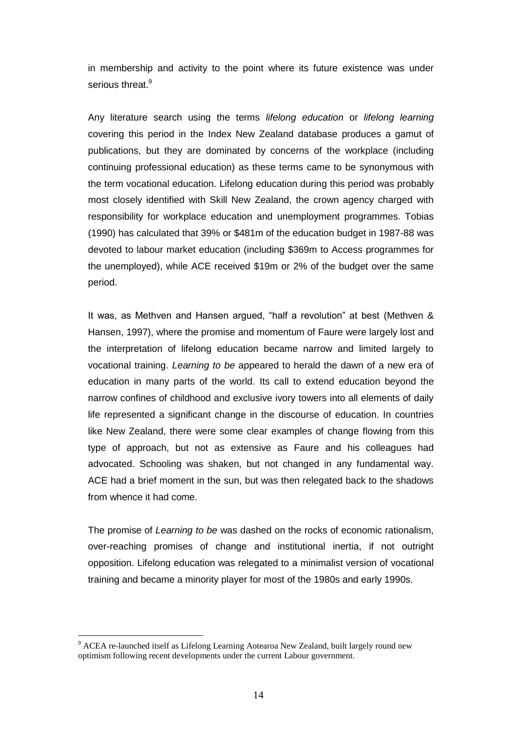in membership and activity to the point where its future existence was under serious threat.[9]

Any literature search using the terms *lifelong education* or *lifelong learning* covering this period in the Index New Zealand database produces a gamut of publications, but they are dominated by concerns of the workplace (including continuing professional education) as these terms came to be synonymous with the term vocational education. Lifelong education during this period was probably most closely identified with Skill New Zealand, the crown agency charged with responsibility for workplace education and unemployment programmes. Tobias (1990) has calculated that 39% or $481m of the education budget in 1987-88 was devoted to labour market education (including $369m to Access programmes for the unemployed), while ACE received $19m or 2% of the budget over the same period.

It was, as Methven and Hansen argued, "half a revolution" at best (Methven & Hansen, 1997), where the promise and momentum of Faure were largely lost and the interpretation of lifelong education became narrow and limited largely to vocational training. *Learning to be* appeared to herald the dawn of a new era of education in many parts of the world. Its call to extend education beyond the narrow confines of childhood and exclusive ivory towers into all elements of daily life represented a significant change in the discourse of education. In countries like New Zealand, there were some clear examples of change flowing from this type of approach, but not as extensive as Faure and his colleagues had advocated. Schooling was shaken, but not changed in any fundamental way. ACE had a brief moment in the sun, but was then relegated back to the shadows from whence it had come.

The promise of *Learning to be* was dashed on the rocks of economic rationalism, over-reaching promises of change and institutional inertia, if not outright opposition. Lifelong education was relegated to a minimalist version of vocational training and became a minority player for most of the 1980s and early 1990s.

---

[9] ACEA re-launched itself as Lifelong Learning Aotearoa New Zealand, built largely round new optimism following recent developments under the current Labour government.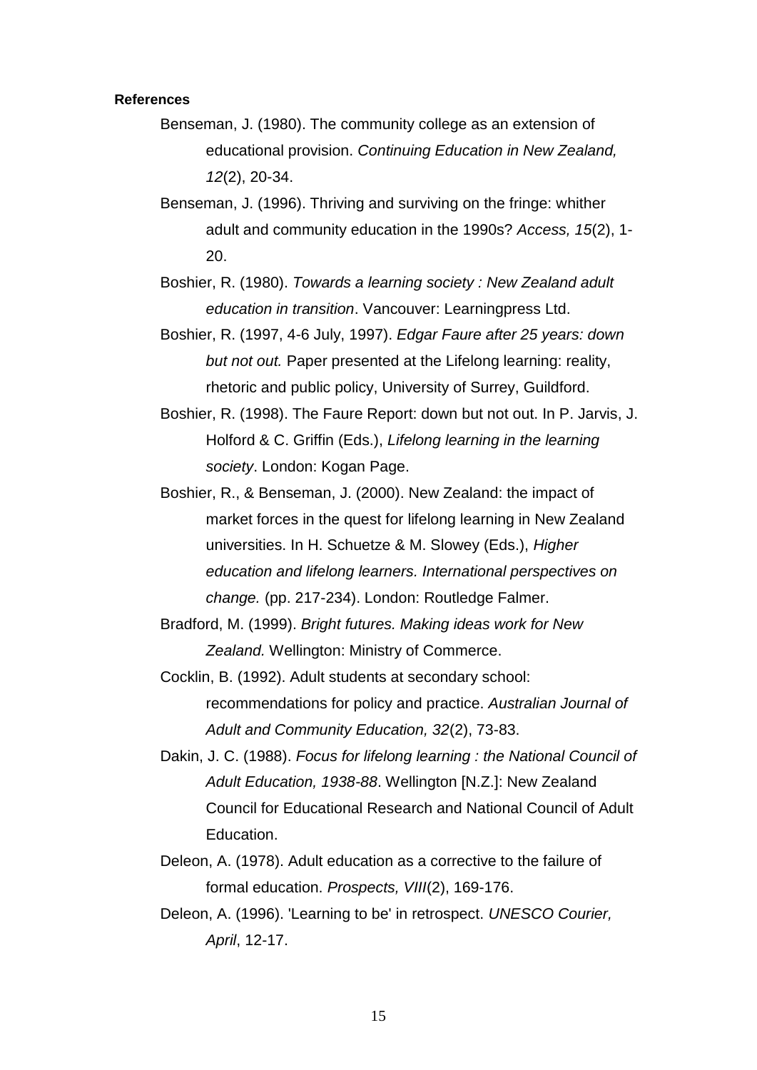**References**

Benseman, J. (1980). The community college as an extension of educational provision. *Continuing Education in New Zealand, 12*(2), 20-34.

Benseman, J. (1996). Thriving and surviving on the fringe: whither adult and community education in the 1990s? *Access, 15*(2), 1-20.

Boshier, R. (1980). *Towards a learning society : New Zealand adult education in transition*. Vancouver: Learningpress Ltd.

Boshier, R. (1997, 4-6 July, 1997). *Edgar Faure after 25 years: down but not out.* Paper presented at the Lifelong learning: reality, rhetoric and public policy, University of Surrey, Guildford.

Boshier, R. (1998). The Faure Report: down but not out. In P. Jarvis, J. Holford & C. Griffin (Eds.), *Lifelong learning in the learning society*. London: Kogan Page.

Boshier, R., & Benseman, J. (2000). New Zealand: the impact of market forces in the quest for lifelong learning in New Zealand universities. In H. Schuetze & M. Slowey (Eds.), *Higher education and lifelong learners. International perspectives on change.* (pp. 217-234). London: Routledge Falmer.

Bradford, M. (1999). *Bright futures. Making ideas work for New Zealand.* Wellington: Ministry of Commerce.

Cocklin, B. (1992). Adult students at secondary school: recommendations for policy and practice. *Australian Journal of Adult and Community Education, 32*(2), 73-83.

Dakin, J. C. (1988). *Focus for lifelong learning : the National Council of Adult Education, 1938-88*. Wellington [N.Z.]: New Zealand Council for Educational Research and National Council of Adult Education.

Deleon, A. (1978). Adult education as a corrective to the failure of formal education. *Prospects, VIII*(2), 169-176.

Deleon, A. (1996). 'Learning to be' in retrospect. *UNESCO Courier, April*, 12-17.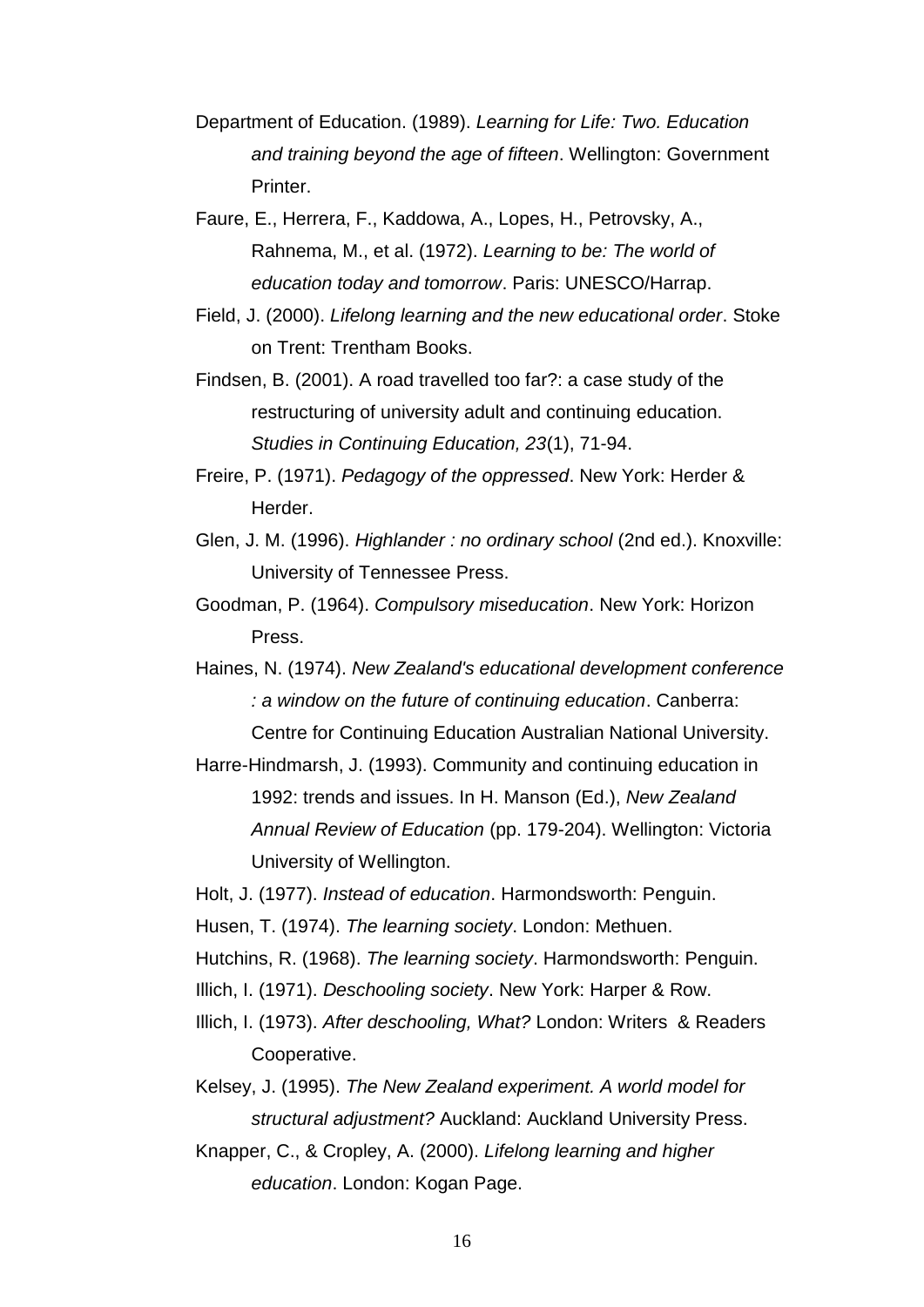Department of Education. (1989). *Learning for Life: Two. Education and training beyond the age of fifteen*. Wellington: Government Printer.

Faure, E., Herrera, F., Kaddowa, A., Lopes, H., Petrovsky, A., Rahnema, M., et al. (1972). *Learning to be: The world of education today and tomorrow*. Paris: UNESCO/Harrap.

Field, J. (2000). *Lifelong learning and the new educational order*. Stoke on Trent: Trentham Books.

Findsen, B. (2001). A road travelled too far?: a case study of the restructuring of university adult and continuing education. *Studies in Continuing Education, 23*(1), 71-94.

Freire, P. (1971). *Pedagogy of the oppressed*. New York: Herder & Herder.

Glen, J. M. (1996). *Highlander : no ordinary school* (2nd ed.). Knoxville: University of Tennessee Press.

Goodman, P. (1964). *Compulsory miseducation*. New York: Horizon Press.

Haines, N. (1974). *New Zealand's educational development conference : a window on the future of continuing education*. Canberra: Centre for Continuing Education Australian National University.

Harre-Hindmarsh, J. (1993). Community and continuing education in 1992: trends and issues. In H. Manson (Ed.), *New Zealand Annual Review of Education* (pp. 179-204). Wellington: Victoria University of Wellington.

Holt, J. (1977). *Instead of education*. Harmondsworth: Penguin.

Husen, T. (1974). *The learning society*. London: Methuen.

Hutchins, R. (1968). *The learning society*. Harmondsworth: Penguin.

Illich, I. (1971). *Deschooling society*. New York: Harper & Row.

Illich, I. (1973). *After deschooling, What?* London: Writers & Readers Cooperative.

Kelsey, J. (1995). *The New Zealand experiment. A world model for structural adjustment?* Auckland: Auckland University Press.

Knapper, C., & Cropley, A. (2000). *Lifelong learning and higher education*. London: Kogan Page.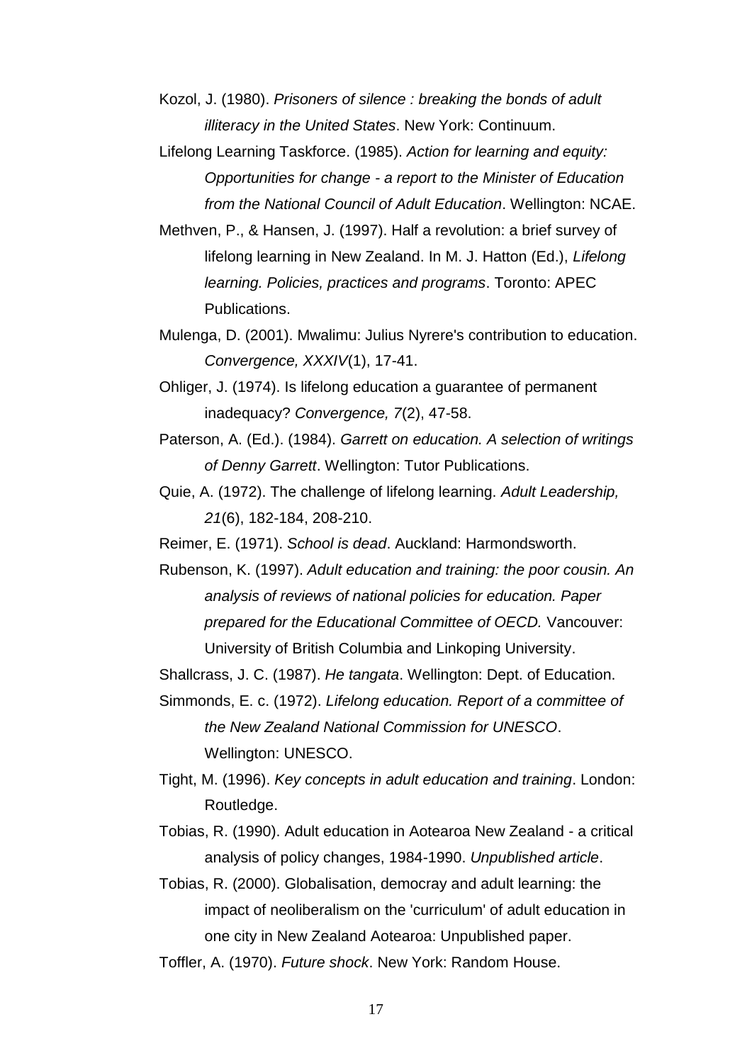Kozol, J. (1980). *Prisoners of silence : breaking the bonds of adult illiteracy in the United States*. New York: Continuum.

Lifelong Learning Taskforce. (1985). *Action for learning and equity: Opportunities for change - a report to the Minister of Education from the National Council of Adult Education*. Wellington: NCAE.

Methven, P., & Hansen, J. (1997). Half a revolution: a brief survey of lifelong learning in New Zealand. In M. J. Hatton (Ed.), *Lifelong learning. Policies, practices and programs*. Toronto: APEC Publications.

Mulenga, D. (2001). Mwalimu: Julius Nyrere's contribution to education. *Convergence, XXXIV*(1), 17-41.

Ohliger, J. (1974). Is lifelong education a guarantee of permanent inadequacy? *Convergence, 7*(2), 47-58.

Paterson, A. (Ed.). (1984). *Garrett on education. A selection of writings of Denny Garrett*. Wellington: Tutor Publications.

Quie, A. (1972). The challenge of lifelong learning. *Adult Leadership, 21*(6), 182-184, 208-210.

Reimer, E. (1971). *School is dead*. Auckland: Harmondsworth.

Rubenson, K. (1997). *Adult education and training: the poor cousin. An analysis of reviews of national policies for education. Paper prepared for the Educational Committee of OECD.* Vancouver: University of British Columbia and Linkoping University.

Shallcrass, J. C. (1987). *He tangata*. Wellington: Dept. of Education.

Simmonds, E. c. (1972). *Lifelong education. Report of a committee of the New Zealand National Commission for UNESCO*. Wellington: UNESCO.

Tight, M. (1996). *Key concepts in adult education and training*. London: Routledge.

Tobias, R. (1990). Adult education in Aotearoa New Zealand - a critical analysis of policy changes, 1984-1990. *Unpublished article*.

Tobias, R. (2000). Globalisation, democray and adult learning: the impact of neoliberalism on the 'curriculum' of adult education in one city in New Zealand Aotearoa: Unpublished paper.

Toffler, A. (1970). *Future shock*. New York: Random House.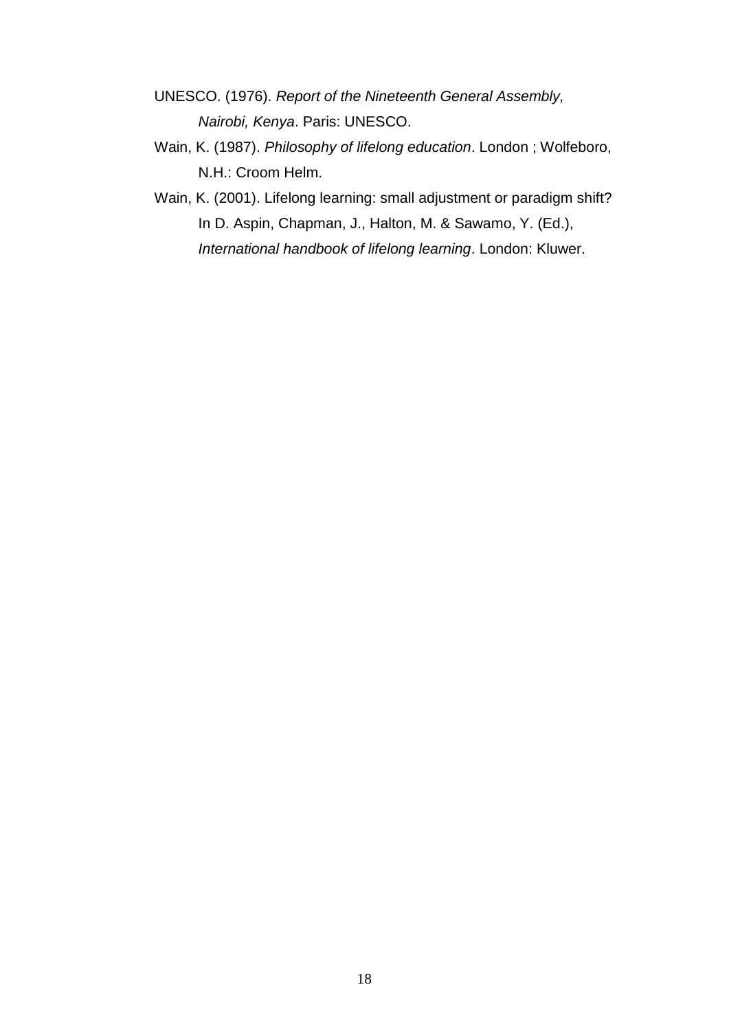UNESCO. (1976). *Report of the Nineteenth General Assembly, Nairobi, Kenya*. Paris: UNESCO.

Wain, K. (1987). *Philosophy of lifelong education*. London ; Wolfeboro, N.H.: Croom Helm.

Wain, K. (2001). Lifelong learning: small adjustment or paradigm shift? In D. Aspin, Chapman, J., Halton, M. & Sawamo, Y. (Ed.), *International handbook of lifelong learning*. London: Kluwer.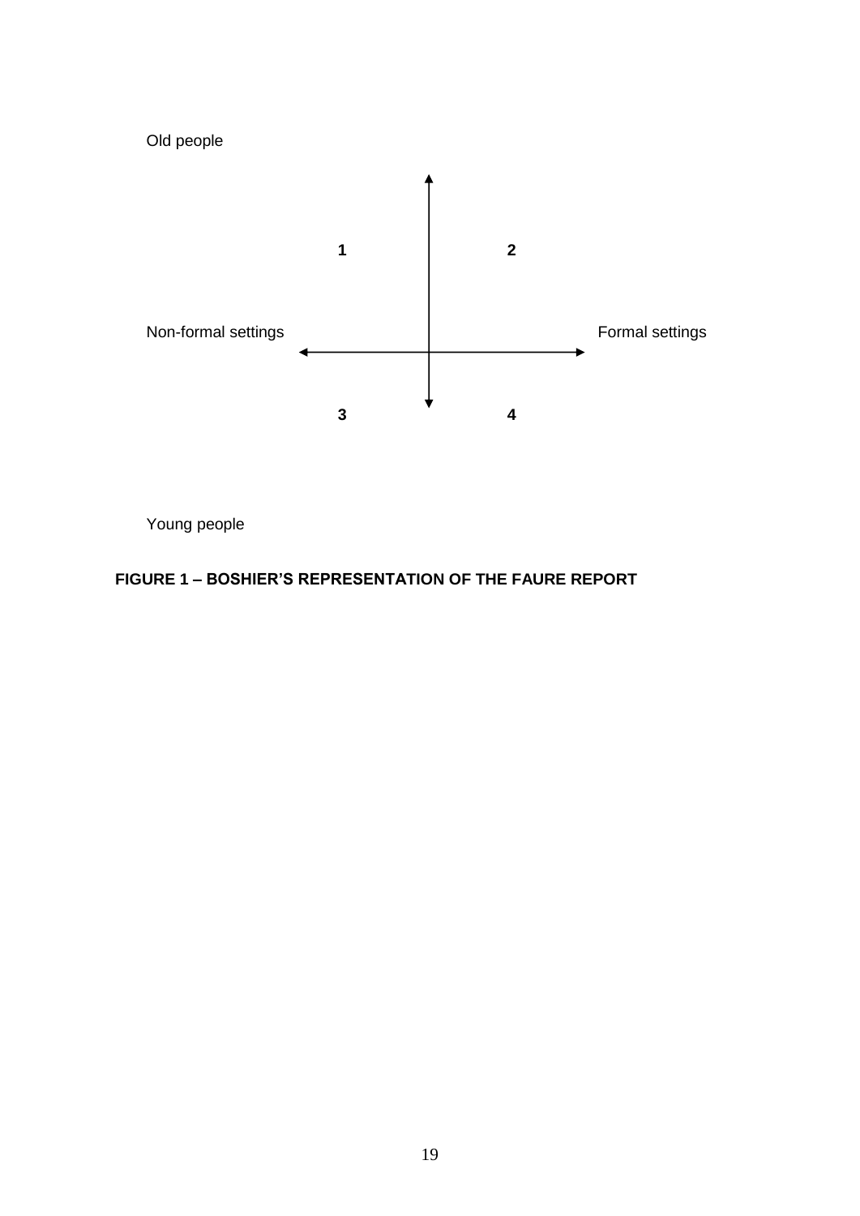Old people

1

2

Non-formal settings

Formal settings

3

4

Young people

**FIGURE 1 – BOSHIER'S REPRESENTATION OF THE FAURE REPORT**